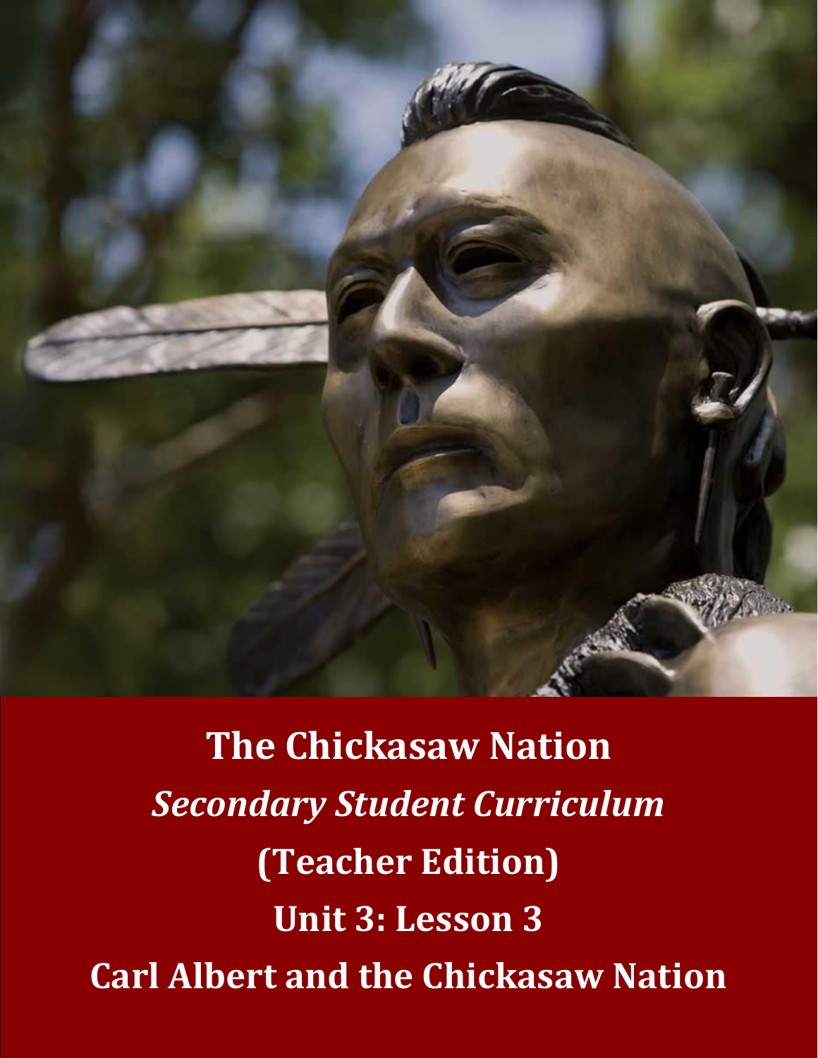# The Chickasaw Nation

## *Secondary Student Curriculum*

## (Teacher Edition)

## Unit 3: Lesson 3

## Carl Albert and the Chickasaw Nation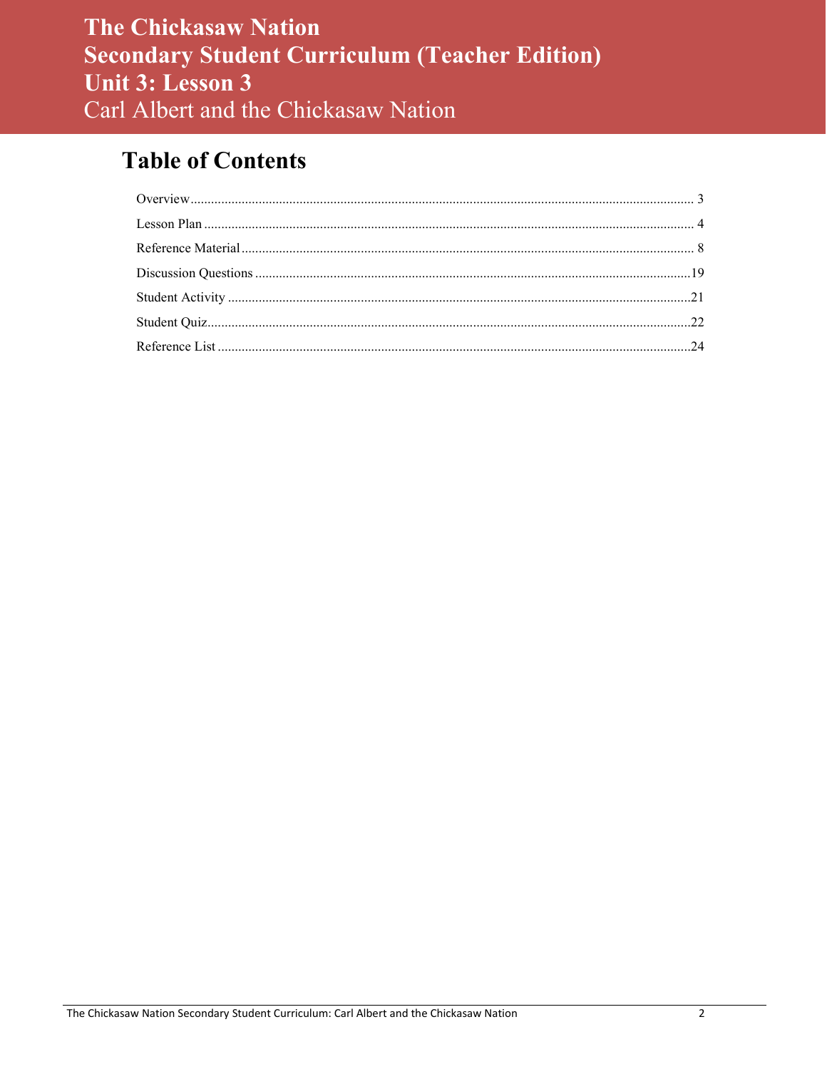# The Chickasaw Nation
# Secondary Student Curriculum (Teacher Edition)
# Unit 3: Lesson 3
## Carl Albert and the Chickasaw Nation

## Table of Contents

Overview .......... 3
Lesson Plan .......... 4
Reference Material .......... 8
Discussion Questions .......... 19
Student Activity .......... 21
Student Quiz .......... 22
Reference List .......... 24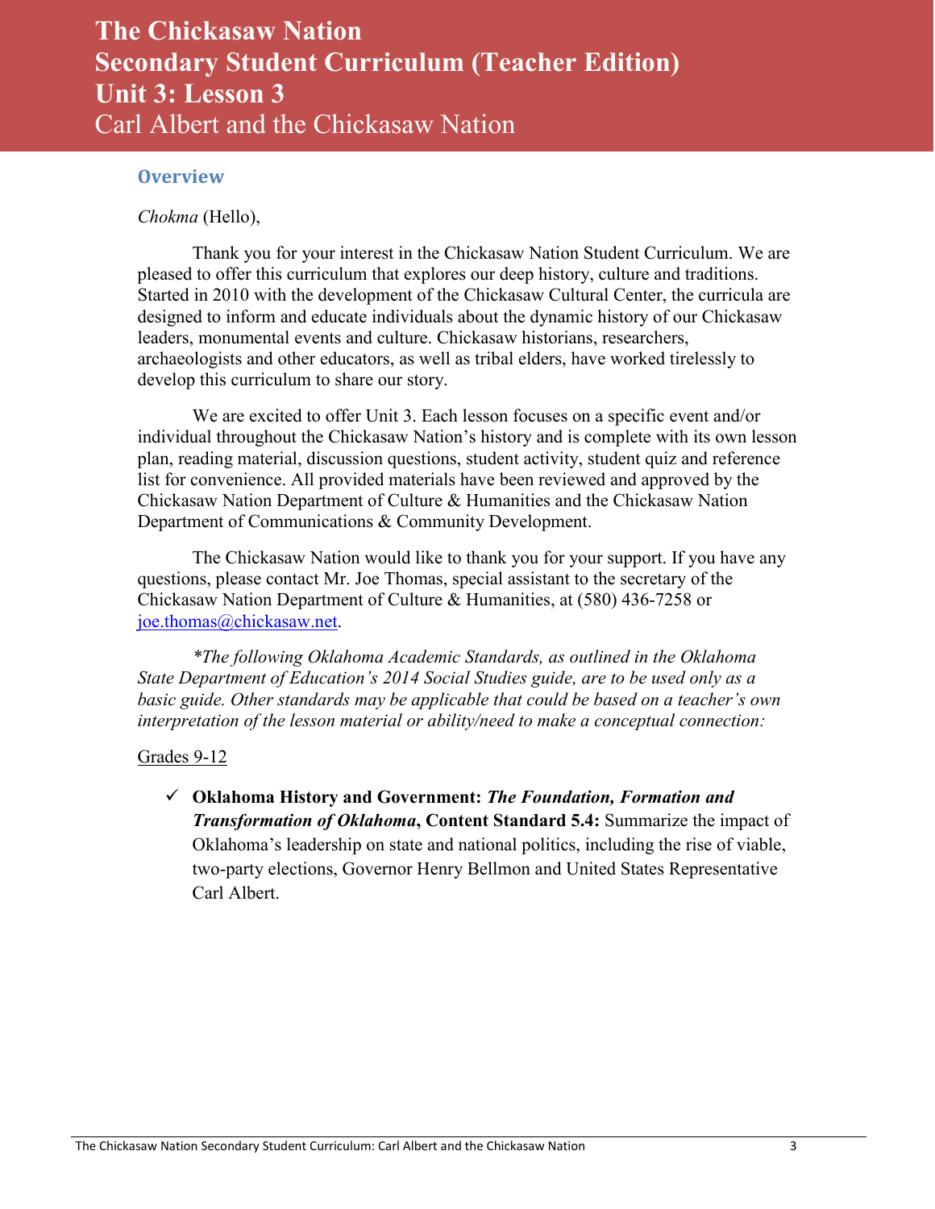# The Chickasaw Nation
# Secondary Student Curriculum (Teacher Edition)
# Unit 3: Lesson 3
## Carl Albert and the Chickasaw Nation

### Overview

*Chokma* (Hello),

Thank you for your interest in the Chickasaw Nation Student Curriculum. We are pleased to offer this curriculum that explores our deep history, culture and traditions. Started in 2010 with the development of the Chickasaw Cultural Center, the curricula are designed to inform and educate individuals about the dynamic history of our Chickasaw leaders, monumental events and culture. Chickasaw historians, researchers, archaeologists and other educators, as well as tribal elders, have worked tirelessly to develop this curriculum to share our story.

We are excited to offer Unit 3. Each lesson focuses on a specific event and/or individual throughout the Chickasaw Nation's history and is complete with its own lesson plan, reading material, discussion questions, student activity, student quiz and reference list for convenience. All provided materials have been reviewed and approved by the Chickasaw Nation Department of Culture & Humanities and the Chickasaw Nation Department of Communications & Community Development.

The Chickasaw Nation would like to thank you for your support. If you have any questions, please contact Mr. Joe Thomas, special assistant to the secretary of the Chickasaw Nation Department of Culture & Humanities, at (580) 436-7258 or joe.thomas@chickasaw.net.

*\*The following Oklahoma Academic Standards, as outlined in the Oklahoma State Department of Education's 2014 Social Studies guide, are to be used only as a basic guide. Other standards may be applicable that could be based on a teacher's own interpretation of the lesson material or ability/need to make a conceptual connection:*

Grades 9-12

- ✓ **Oklahoma History and Government: *The Foundation, Formation and Transformation of Oklahoma*, Content Standard 5.4:** Summarize the impact of Oklahoma's leadership on state and national politics, including the rise of viable, two-party elections, Governor Henry Bellmon and United States Representative Carl Albert.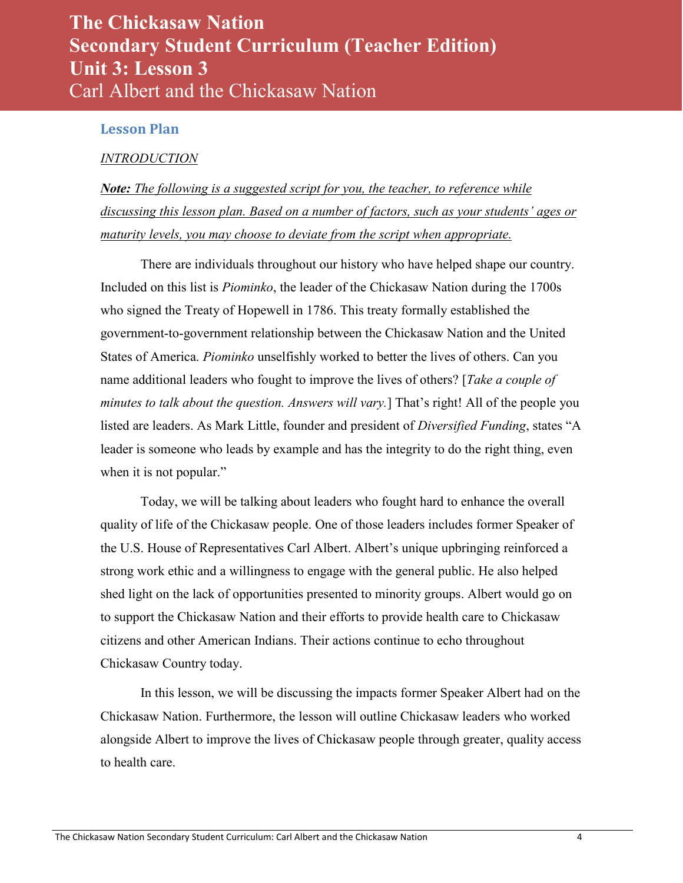# The Chickasaw Nation
# Secondary Student Curriculum (Teacher Edition)
# Unit 3: Lesson 3
## Carl Albert and the Chickasaw Nation

### Lesson Plan

*INTRODUCTION*

***Note:** The following is a suggested script for you, the teacher, to reference while discussing this lesson plan. Based on a number of factors, such as your students' ages or maturity levels, you may choose to deviate from the script when appropriate.*

There are individuals throughout our history who have helped shape our country. Included on this list is *Piominko*, the leader of the Chickasaw Nation during the 1700s who signed the Treaty of Hopewell in 1786. This treaty formally established the government-to-government relationship between the Chickasaw Nation and the United States of America. *Piominko* unselfishly worked to better the lives of others. Can you name additional leaders who fought to improve the lives of others? [*Take a couple of minutes to talk about the question. Answers will vary.*] That's right! All of the people you listed are leaders. As Mark Little, founder and president of *Diversified Funding*, states "A leader is someone who leads by example and has the integrity to do the right thing, even when it is not popular."

Today, we will be talking about leaders who fought hard to enhance the overall quality of life of the Chickasaw people. One of those leaders includes former Speaker of the U.S. House of Representatives Carl Albert. Albert's unique upbringing reinforced a strong work ethic and a willingness to engage with the general public. He also helped shed light on the lack of opportunities presented to minority groups. Albert would go on to support the Chickasaw Nation and their efforts to provide health care to Chickasaw citizens and other American Indians. Their actions continue to echo throughout Chickasaw Country today.

In this lesson, we will be discussing the impacts former Speaker Albert had on the Chickasaw Nation. Furthermore, the lesson will outline Chickasaw leaders who worked alongside Albert to improve the lives of Chickasaw people through greater, quality access to health care.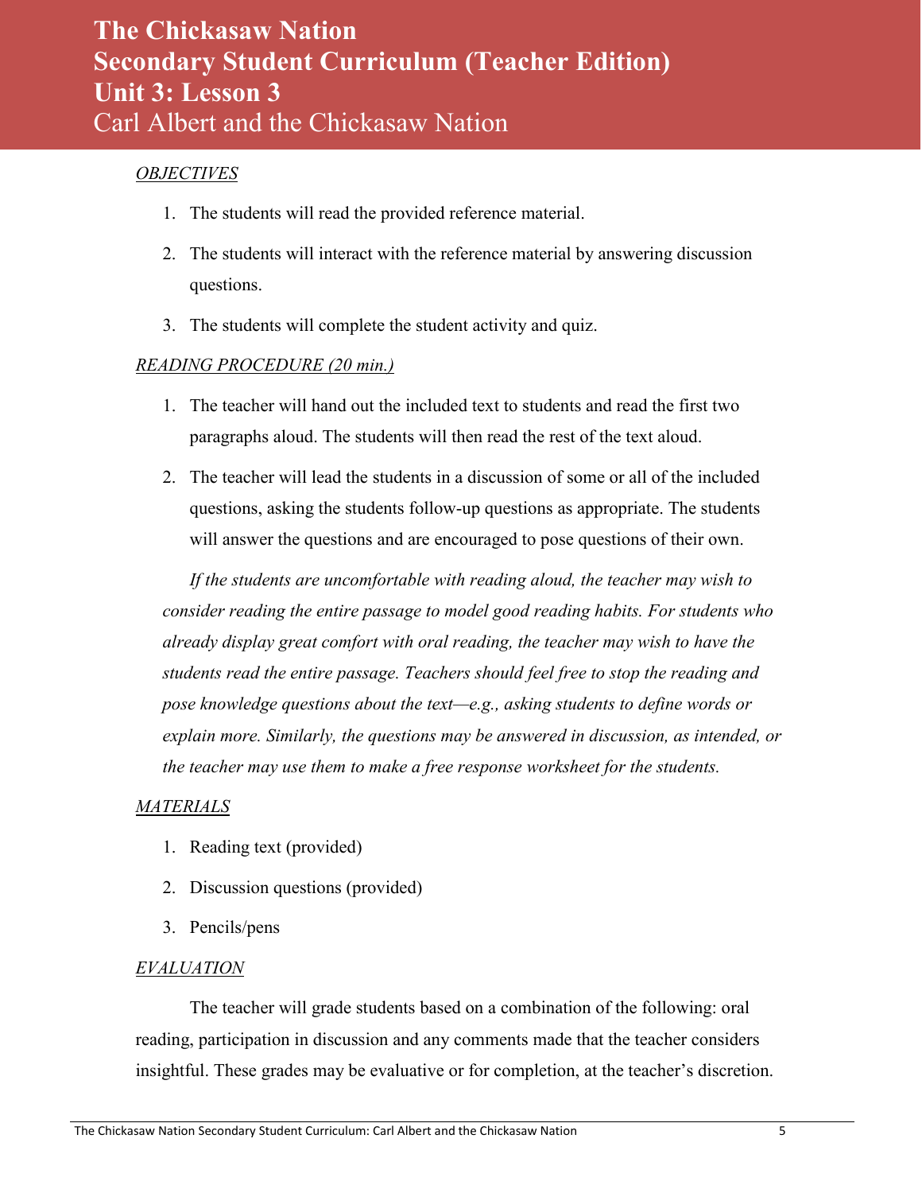# The Chickasaw Nation
# Secondary Student Curriculum (Teacher Edition)
# Unit 3: Lesson 3
## Carl Albert and the Chickasaw Nation

*OBJECTIVES*

1. The students will read the provided reference material.
2. The students will interact with the reference material by answering discussion questions.
3. The students will complete the student activity and quiz.

*READING PROCEDURE (20 min.)*

1. The teacher will hand out the included text to students and read the first two paragraphs aloud. The students will then read the rest of the text aloud.
2. The teacher will lead the students in a discussion of some or all of the included questions, asking the students follow-up questions as appropriate. The students will answer the questions and are encouraged to pose questions of their own.

*If the students are uncomfortable with reading aloud, the teacher may wish to consider reading the entire passage to model good reading habits. For students who already display great comfort with oral reading, the teacher may wish to have the students read the entire passage. Teachers should feel free to stop the reading and pose knowledge questions about the text—e.g., asking students to define words or explain more. Similarly, the questions may be answered in discussion, as intended, or the teacher may use them to make a free response worksheet for the students.*

*MATERIALS*

1. Reading text (provided)
2. Discussion questions (provided)
3. Pencils/pens

*EVALUATION*

The teacher will grade students based on a combination of the following: oral reading, participation in discussion and any comments made that the teacher considers insightful. These grades may be evaluative or for completion, at the teacher's discretion.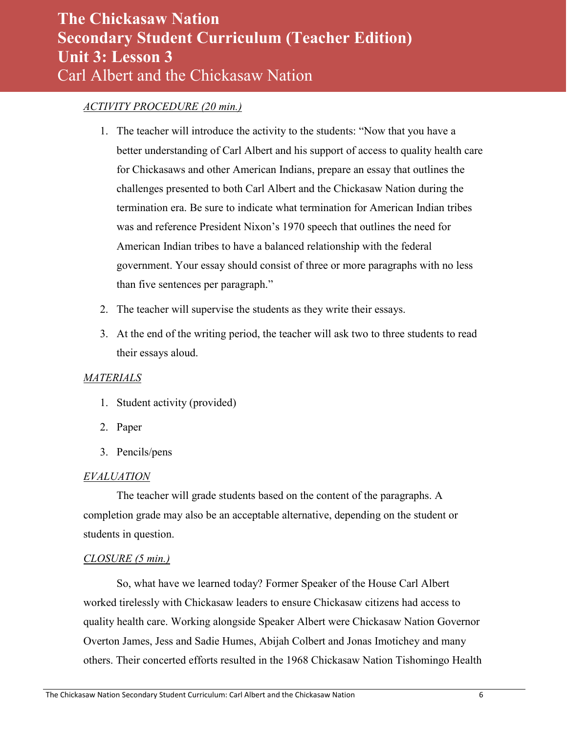*ACTIVITY PROCEDURE (20 min.)*

1. The teacher will introduce the activity to the students: "Now that you have a better understanding of Carl Albert and his support of access to quality health care for Chickasaws and other American Indians, prepare an essay that outlines the challenges presented to both Carl Albert and the Chickasaw Nation during the termination era. Be sure to indicate what termination for American Indian tribes was and reference President Nixon's 1970 speech that outlines the need for American Indian tribes to have a balanced relationship with the federal government. Your essay should consist of three or more paragraphs with no less than five sentences per paragraph."
2. The teacher will supervise the students as they write their essays.
3. At the end of the writing period, the teacher will ask two to three students to read their essays aloud.

*MATERIALS*

1. Student activity (provided)
2. Paper
3. Pencils/pens

*EVALUATION*

The teacher will grade students based on the content of the paragraphs. A completion grade may also be an acceptable alternative, depending on the student or students in question.

*CLOSURE (5 min.)*

So, what have we learned today? Former Speaker of the House Carl Albert worked tirelessly with Chickasaw leaders to ensure Chickasaw citizens had access to quality health care. Working alongside Speaker Albert were Chickasaw Nation Governor Overton James, Jess and Sadie Humes, Abijah Colbert and Jonas Imotichey and many others. Their concerted efforts resulted in the 1968 Chickasaw Nation Tishomingo Health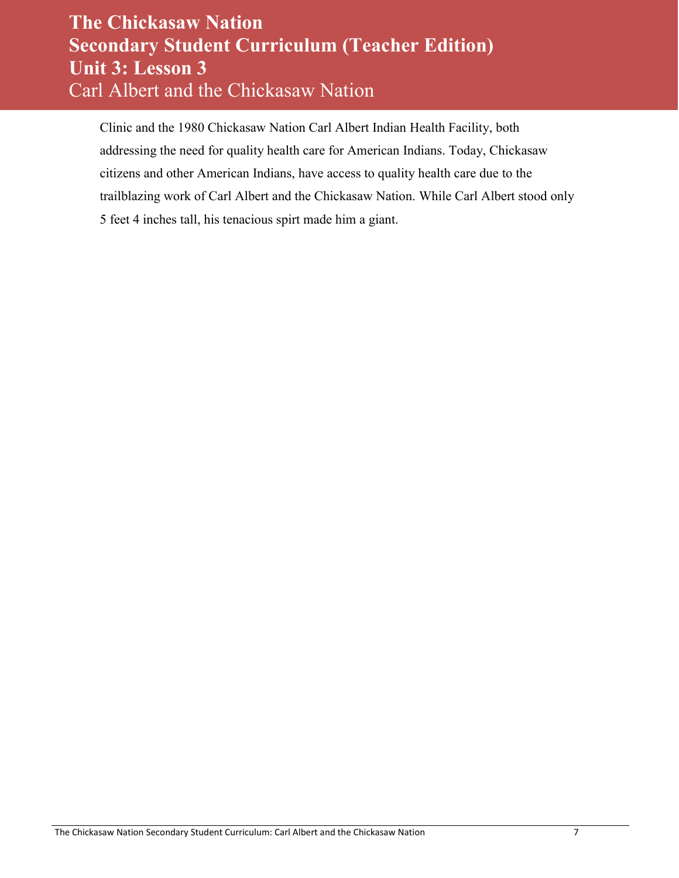Clinic and the 1980 Chickasaw Nation Carl Albert Indian Health Facility, both addressing the need for quality health care for American Indians. Today, Chickasaw citizens and other American Indians, have access to quality health care due to the trailblazing work of Carl Albert and the Chickasaw Nation. While Carl Albert stood only 5 feet 4 inches tall, his tenacious spirt made him a giant.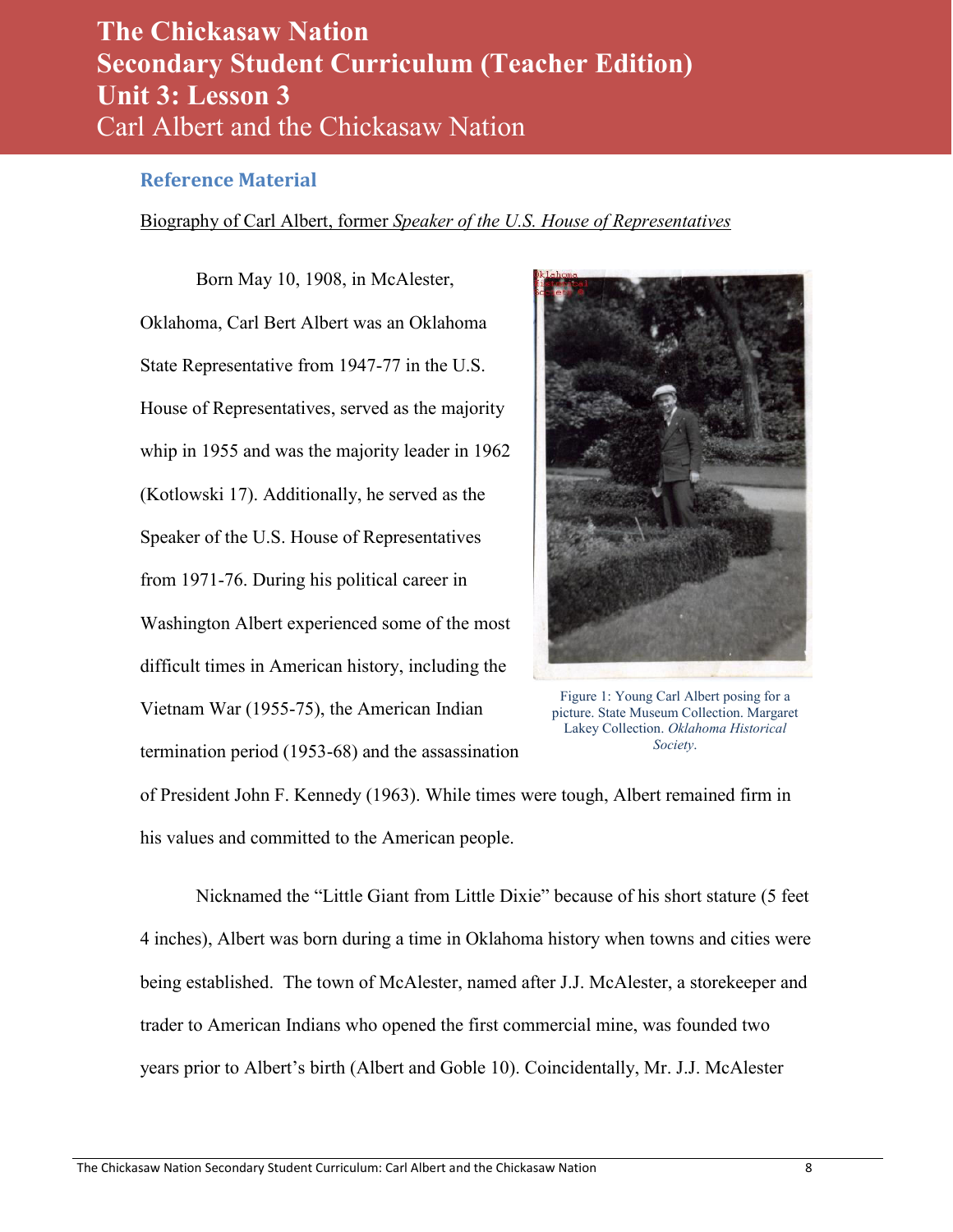# The Chickasaw Nation
# Secondary Student Curriculum (Teacher Edition)
# Unit 3: Lesson 3
## Carl Albert and the Chickasaw Nation

### Reference Material

Biography of Carl Albert, former *Speaker of the U.S. House of Representatives*

Born May 10, 1908, in McAlester, Oklahoma, Carl Bert Albert was an Oklahoma State Representative from 1947-77 in the U.S. House of Representatives, served as the majority whip in 1955 and was the majority leader in 1962 (Kotlowski 17). Additionally, he served as the Speaker of the U.S. House of Representatives from 1971-76. During his political career in Washington Albert experienced some of the most difficult times in American history, including the Vietnam War (1955-75), the American Indian termination period (1953-68) and the assassination of President John F. Kennedy (1963). While times were tough, Albert remained firm in his values and committed to the American people.

Figure 1: Young Carl Albert posing for a picture. State Museum Collection. Margaret Lakey Collection. *Oklahoma Historical Society*.

Nicknamed the "Little Giant from Little Dixie" because of his short stature (5 feet 4 inches), Albert was born during a time in Oklahoma history when towns and cities were being established. The town of McAlester, named after J.J. McAlester, a storekeeper and trader to American Indians who opened the first commercial mine, was founded two years prior to Albert's birth (Albert and Goble 10). Coincidentally, Mr. J.J. McAlester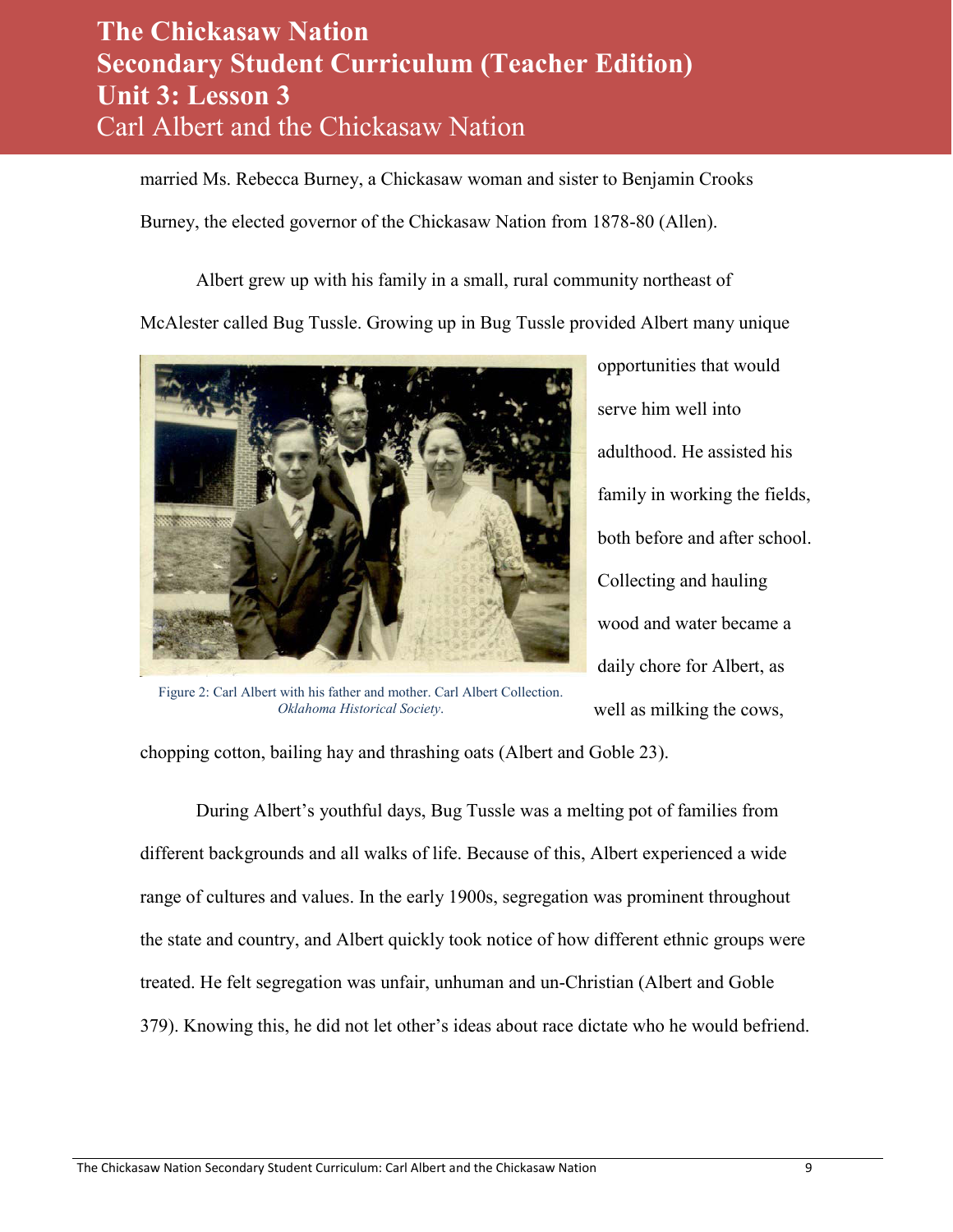married Ms. Rebecca Burney, a Chickasaw woman and sister to Benjamin Crooks Burney, the elected governor of the Chickasaw Nation from 1878-80 (Allen).

Albert grew up with his family in a small, rural community northeast of McAlester called Bug Tussle. Growing up in Bug Tussle provided Albert many unique opportunities that would serve him well into adulthood. He assisted his family in working the fields, both before and after school. Collecting and hauling wood and water became a daily chore for Albert, as well as milking the cows, chopping cotton, bailing hay and thrashing oats (Albert and Goble 23).

Figure 2: Carl Albert with his father and mother. Carl Albert Collection. *Oklahoma Historical Society*.

During Albert's youthful days, Bug Tussle was a melting pot of families from different backgrounds and all walks of life. Because of this, Albert experienced a wide range of cultures and values. In the early 1900s, segregation was prominent throughout the state and country, and Albert quickly took notice of how different ethnic groups were treated. He felt segregation was unfair, unhuman and un-Christian (Albert and Goble 379). Knowing this, he did not let other's ideas about race dictate who he would befriend.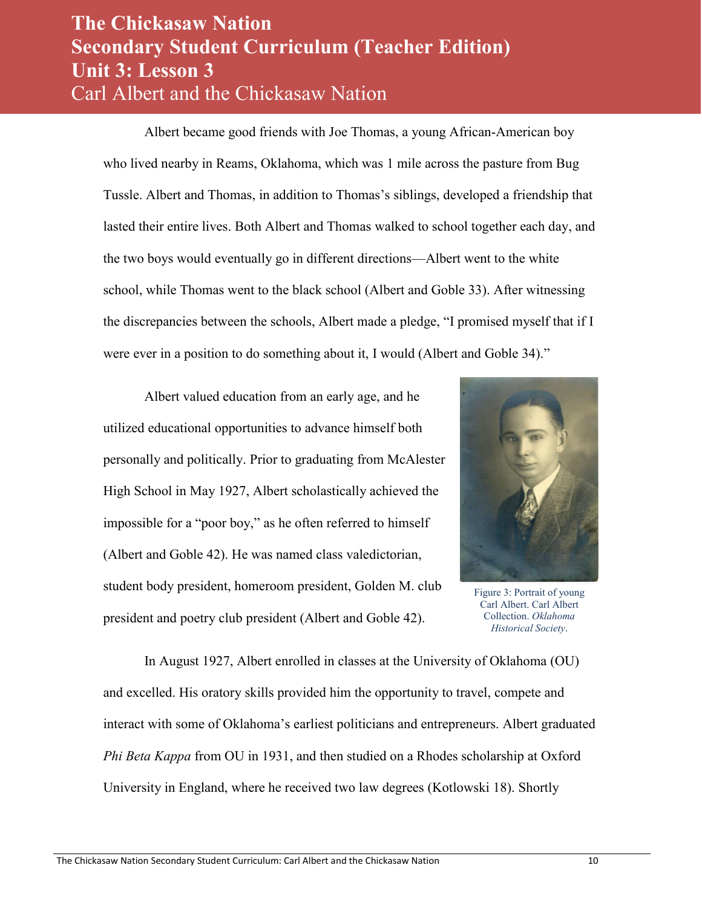Albert became good friends with Joe Thomas, a young African-American boy who lived nearby in Reams, Oklahoma, which was 1 mile across the pasture from Bug Tussle. Albert and Thomas, in addition to Thomas's siblings, developed a friendship that lasted their entire lives. Both Albert and Thomas walked to school together each day, and the two boys would eventually go in different directions—Albert went to the white school, while Thomas went to the black school (Albert and Goble 33). After witnessing the discrepancies between the schools, Albert made a pledge, "I promised myself that if I were ever in a position to do something about it, I would (Albert and Goble 34)."

Albert valued education from an early age, and he utilized educational opportunities to advance himself both personally and politically. Prior to graduating from McAlester High School in May 1927, Albert scholastically achieved the impossible for a "poor boy," as he often referred to himself (Albert and Goble 42). He was named class valedictorian, student body president, homeroom president, Golden M. club president and poetry club president (Albert and Goble 42).

Figure 3: Portrait of young Carl Albert. Carl Albert Collection. *Oklahoma Historical Society*.

In August 1927, Albert enrolled in classes at the University of Oklahoma (OU) and excelled. His oratory skills provided him the opportunity to travel, compete and interact with some of Oklahoma's earliest politicians and entrepreneurs. Albert graduated *Phi Beta Kappa* from OU in 1931, and then studied on a Rhodes scholarship at Oxford University in England, where he received two law degrees (Kotlowski 18). Shortly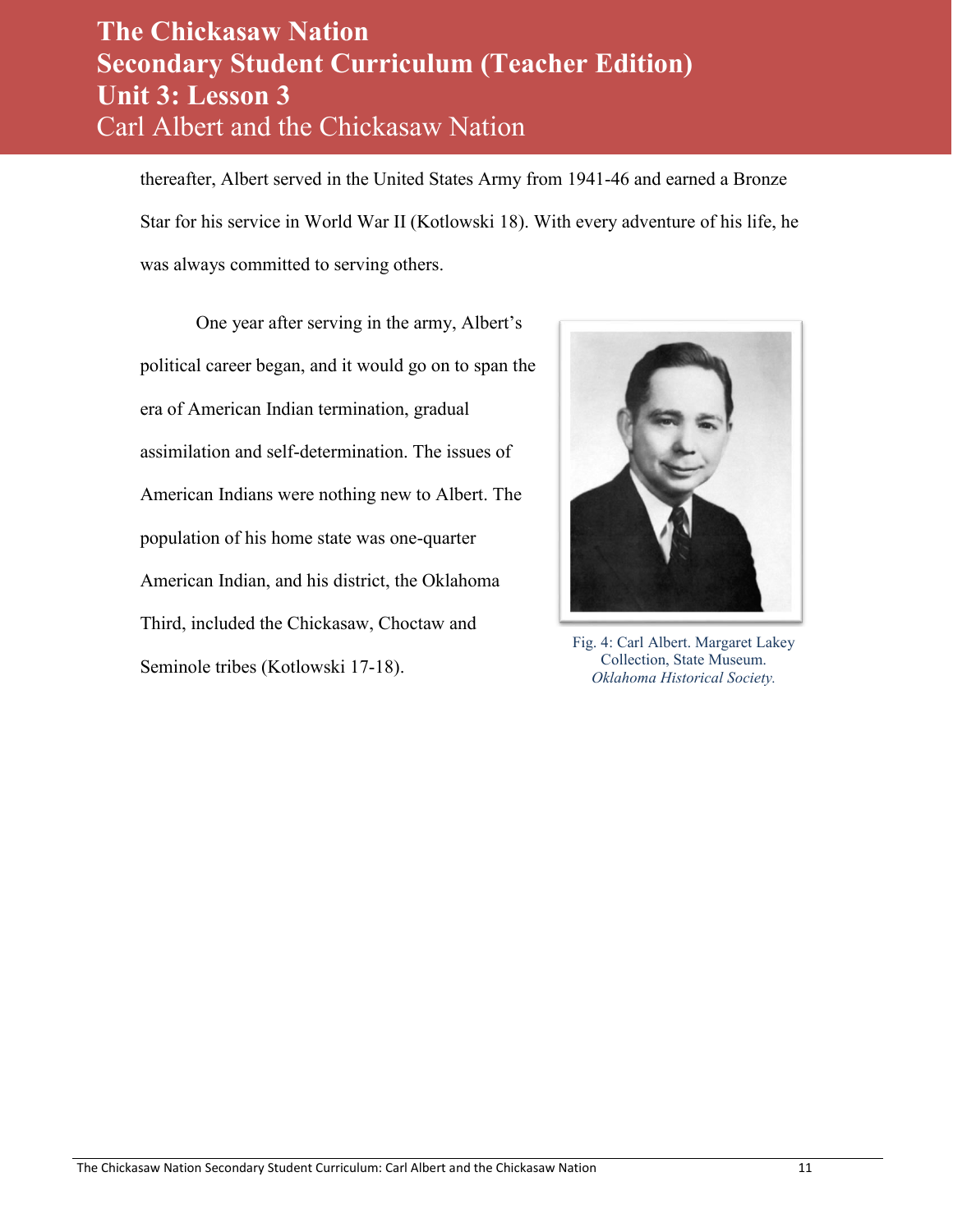thereafter, Albert served in the United States Army from 1941-46 and earned a Bronze Star for his service in World War II (Kotlowski 18). With every adventure of his life, he was always committed to serving others.

One year after serving in the army, Albert's political career began, and it would go on to span the era of American Indian termination, gradual assimilation and self-determination. The issues of American Indians were nothing new to Albert. The population of his home state was one-quarter American Indian, and his district, the Oklahoma Third, included the Chickasaw, Choctaw and Seminole tribes (Kotlowski 17-18).

Fig. 4: Carl Albert. Margaret Lakey Collection, State Museum. *Oklahoma Historical Society.*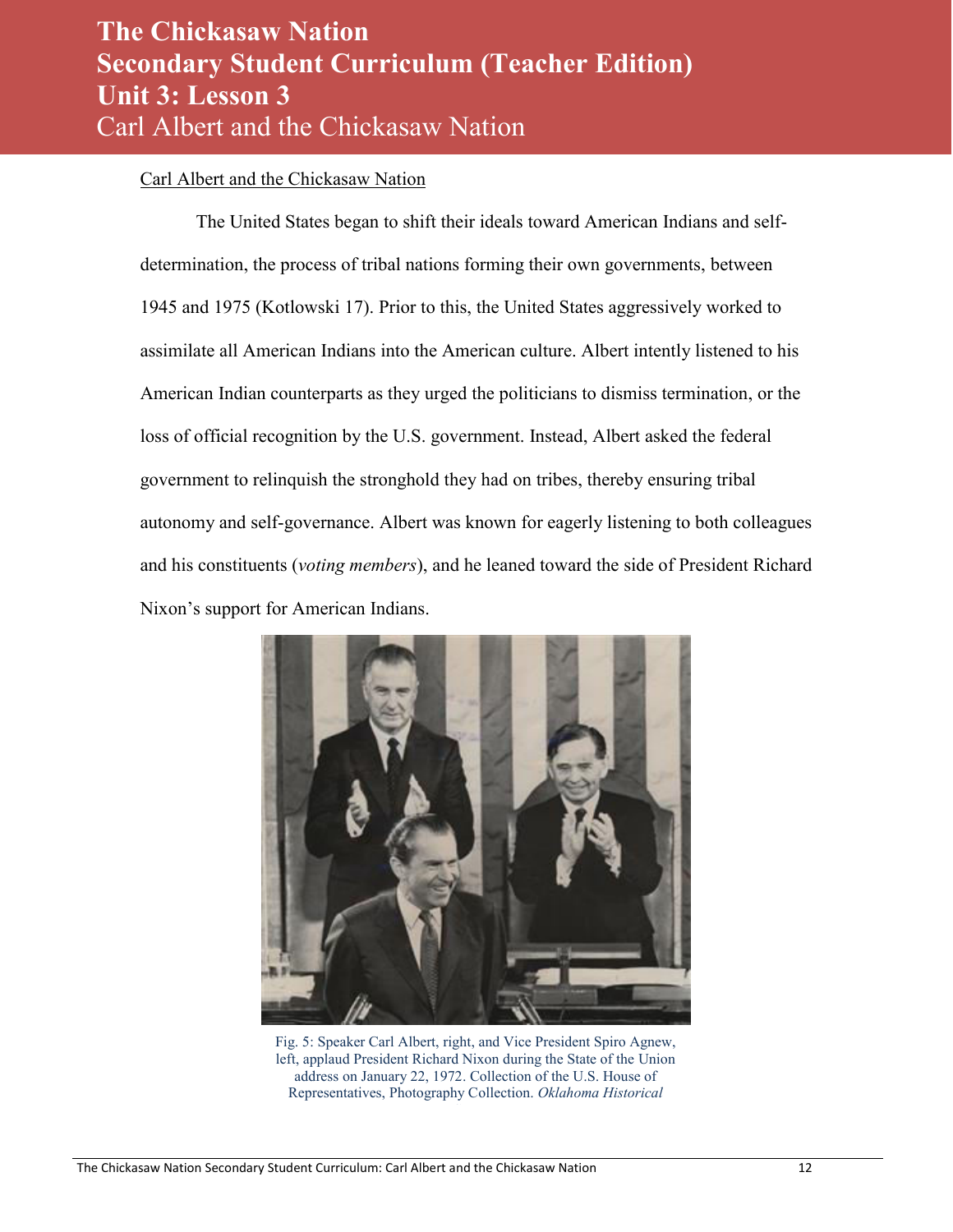Carl Albert and the Chickasaw Nation

The United States began to shift their ideals toward American Indians and self-determination, the process of tribal nations forming their own governments, between 1945 and 1975 (Kotlowski 17). Prior to this, the United States aggressively worked to assimilate all American Indians into the American culture. Albert intently listened to his American Indian counterparts as they urged the politicians to dismiss termination, or the loss of official recognition by the U.S. government. Instead, Albert asked the federal government to relinquish the stronghold they had on tribes, thereby ensuring tribal autonomy and self-governance. Albert was known for eagerly listening to both colleagues and his constituents (*voting members*), and he leaned toward the side of President Richard Nixon's support for American Indians.

Fig. 5: Speaker Carl Albert, right, and Vice President Spiro Agnew, left, applaud President Richard Nixon during the State of the Union address on January 22, 1972. Collection of the U.S. House of Representatives, Photography Collection. *Oklahoma Historical*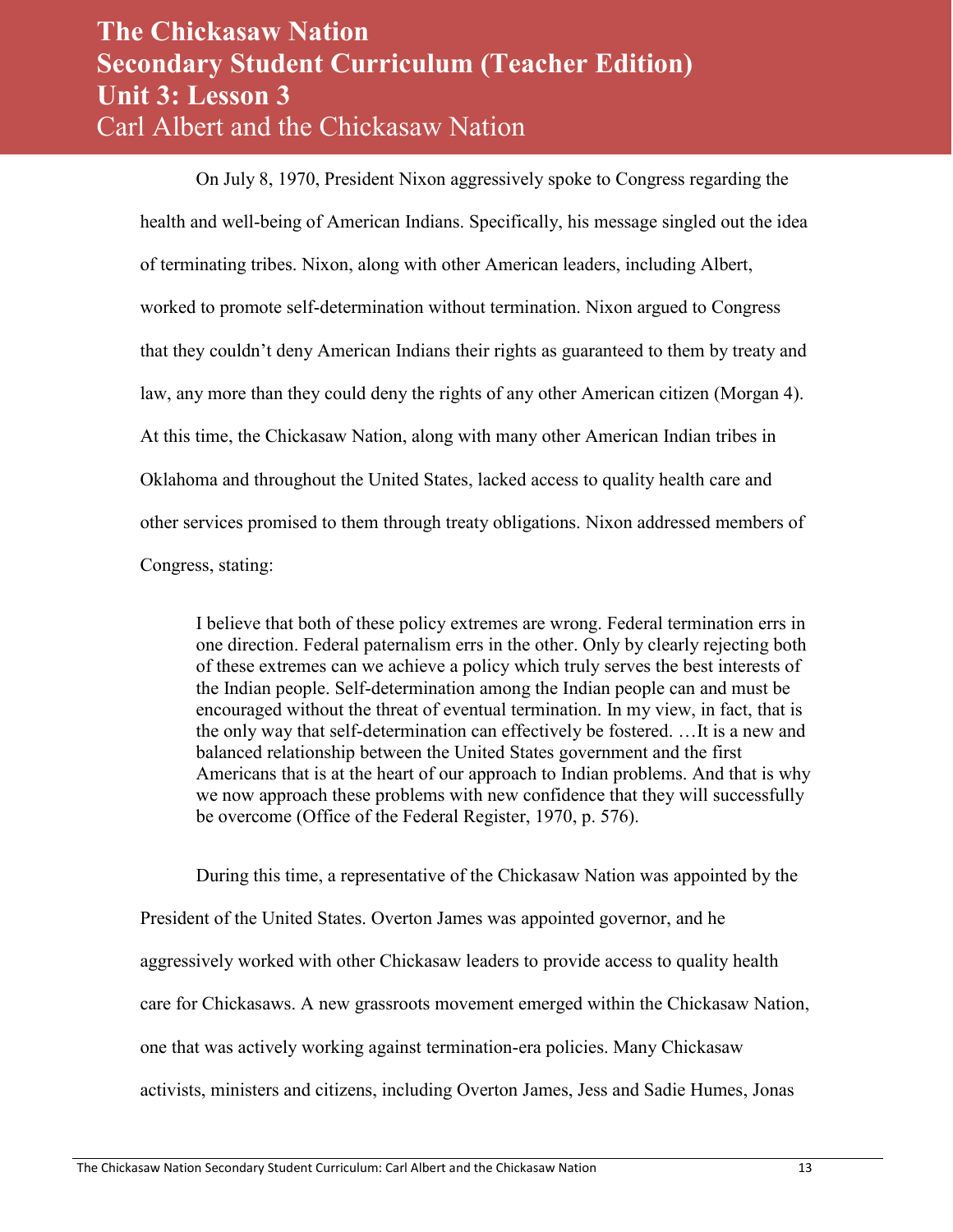On July 8, 1970, President Nixon aggressively spoke to Congress regarding the health and well-being of American Indians. Specifically, his message singled out the idea of terminating tribes. Nixon, along with other American leaders, including Albert, worked to promote self-determination without termination. Nixon argued to Congress that they couldn't deny American Indians their rights as guaranteed to them by treaty and law, any more than they could deny the rights of any other American citizen (Morgan 4). At this time, the Chickasaw Nation, along with many other American Indian tribes in Oklahoma and throughout the United States, lacked access to quality health care and other services promised to them through treaty obligations. Nixon addressed members of Congress, stating:

> I believe that both of these policy extremes are wrong. Federal termination errs in one direction. Federal paternalism errs in the other. Only by clearly rejecting both of these extremes can we achieve a policy which truly serves the best interests of the Indian people. Self-determination among the Indian people can and must be encouraged without the threat of eventual termination. In my view, in fact, that is the only way that self-determination can effectively be fostered. …It is a new and balanced relationship between the United States government and the first Americans that is at the heart of our approach to Indian problems. And that is why we now approach these problems with new confidence that they will successfully be overcome (Office of the Federal Register, 1970, p. 576).

During this time, a representative of the Chickasaw Nation was appointed by the President of the United States. Overton James was appointed governor, and he aggressively worked with other Chickasaw leaders to provide access to quality health care for Chickasaws. A new grassroots movement emerged within the Chickasaw Nation, one that was actively working against termination-era policies. Many Chickasaw activists, ministers and citizens, including Overton James, Jess and Sadie Humes, Jonas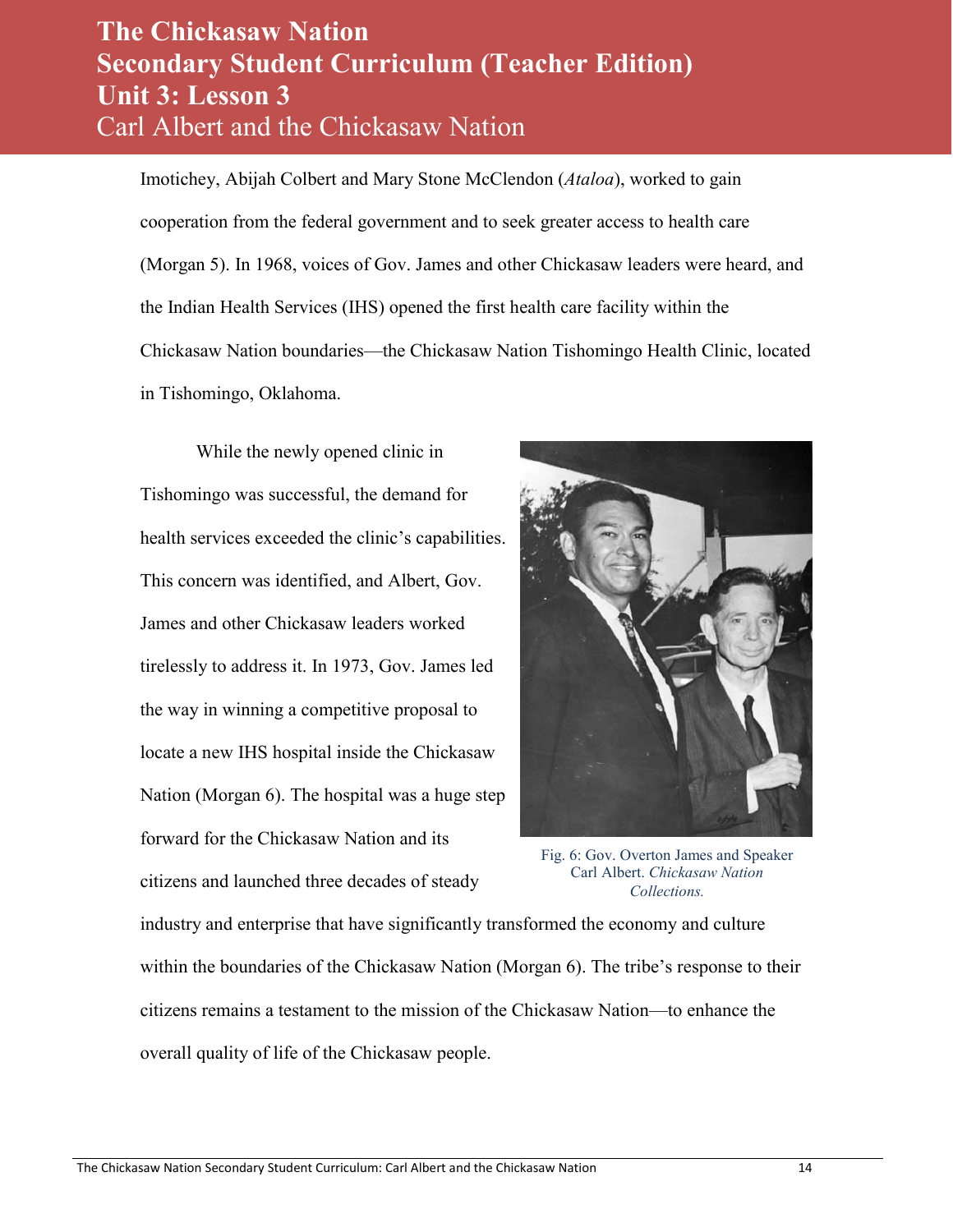Imotichey, Abijah Colbert and Mary Stone McClendon (*Ataloa*), worked to gain cooperation from the federal government and to seek greater access to health care (Morgan 5). In 1968, voices of Gov. James and other Chickasaw leaders were heard, and the Indian Health Services (IHS) opened the first health care facility within the Chickasaw Nation boundaries—the Chickasaw Nation Tishomingo Health Clinic, located in Tishomingo, Oklahoma.

While the newly opened clinic in Tishomingo was successful, the demand for health services exceeded the clinic's capabilities. This concern was identified, and Albert, Gov. James and other Chickasaw leaders worked tirelessly to address it. In 1973, Gov. James led the way in winning a competitive proposal to locate a new IHS hospital inside the Chickasaw Nation (Morgan 6). The hospital was a huge step forward for the Chickasaw Nation and its citizens and launched three decades of steady industry and enterprise that have significantly transformed the economy and culture within the boundaries of the Chickasaw Nation (Morgan 6). The tribe's response to their citizens remains a testament to the mission of the Chickasaw Nation—to enhance the overall quality of life of the Chickasaw people.

Fig. 6: Gov. Overton James and Speaker Carl Albert. *Chickasaw Nation Collections.*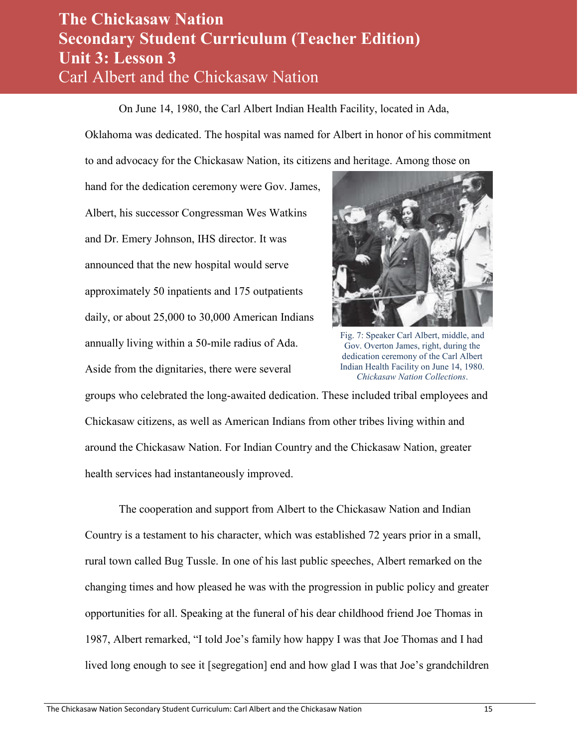On June 14, 1980, the Carl Albert Indian Health Facility, located in Ada, Oklahoma was dedicated. The hospital was named for Albert in honor of his commitment to and advocacy for the Chickasaw Nation, its citizens and heritage. Among those on hand for the dedication ceremony were Gov. James, Albert, his successor Congressman Wes Watkins and Dr. Emery Johnson, IHS director. It was announced that the new hospital would serve approximately 50 inpatients and 175 outpatients daily, or about 25,000 to 30,000 American Indians annually living within a 50-mile radius of Ada. Aside from the dignitaries, there were several groups who celebrated the long-awaited dedication. These included tribal employees and Chickasaw citizens, as well as American Indians from other tribes living within and around the Chickasaw Nation. For Indian Country and the Chickasaw Nation, greater health services had instantaneously improved.

Fig. 7: Speaker Carl Albert, middle, and Gov. Overton James, right, during the dedication ceremony of the Carl Albert Indian Health Facility on June 14, 1980. *Chickasaw Nation Collections*.

The cooperation and support from Albert to the Chickasaw Nation and Indian Country is a testament to his character, which was established 72 years prior in a small, rural town called Bug Tussle. In one of his last public speeches, Albert remarked on the changing times and how pleased he was with the progression in public policy and greater opportunities for all. Speaking at the funeral of his dear childhood friend Joe Thomas in 1987, Albert remarked, "I told Joe's family how happy I was that Joe Thomas and I had lived long enough to see it [segregation] end and how glad I was that Joe's grandchildren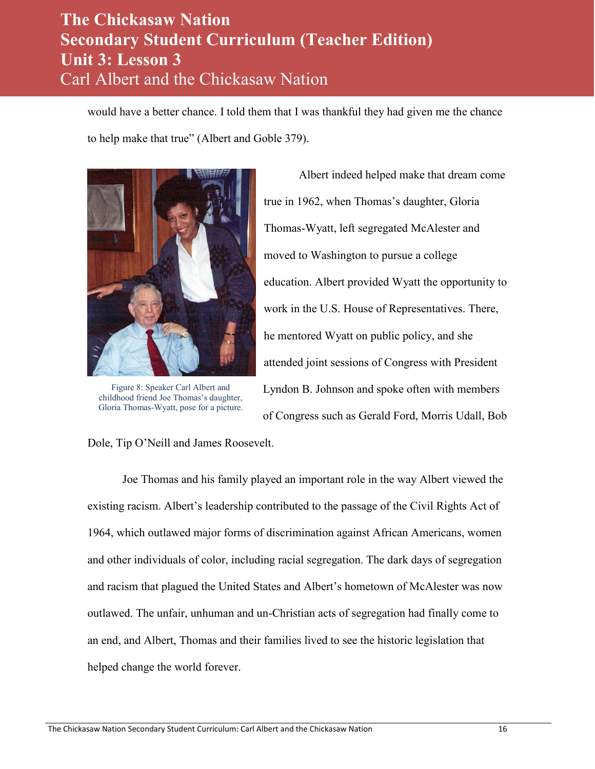would have a better chance. I told them that I was thankful they had given me the chance to help make that true" (Albert and Goble 379).

Figure 8: Speaker Carl Albert and childhood friend Joe Thomas's daughter, Gloria Thomas-Wyatt, pose for a picture.

Albert indeed helped make that dream come true in 1962, when Thomas's daughter, Gloria Thomas-Wyatt, left segregated McAlester and moved to Washington to pursue a college education. Albert provided Wyatt the opportunity to work in the U.S. House of Representatives. There, he mentored Wyatt on public policy, and she attended joint sessions of Congress with President Lyndon B. Johnson and spoke often with members of Congress such as Gerald Ford, Morris Udall, Bob Dole, Tip O'Neill and James Roosevelt.

Joe Thomas and his family played an important role in the way Albert viewed the existing racism. Albert's leadership contributed to the passage of the Civil Rights Act of 1964, which outlawed major forms of discrimination against African Americans, women and other individuals of color, including racial segregation. The dark days of segregation and racism that plagued the United States and Albert's hometown of McAlester was now outlawed. The unfair, unhuman and un-Christian acts of segregation had finally come to an end, and Albert, Thomas and their families lived to see the historic legislation that helped change the world forever.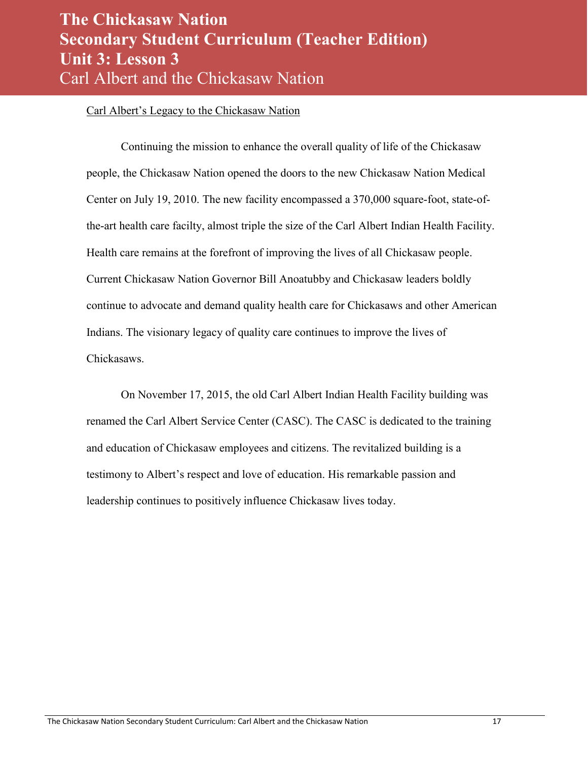## Carl Albert's Legacy to the Chickasaw Nation

Continuing the mission to enhance the overall quality of life of the Chickasaw people, the Chickasaw Nation opened the doors to the new Chickasaw Nation Medical Center on July 19, 2010. The new facility encompassed a 370,000 square-foot, state-of-the-art health care facilty, almost triple the size of the Carl Albert Indian Health Facility. Health care remains at the forefront of improving the lives of all Chickasaw people. Current Chickasaw Nation Governor Bill Anoatubby and Chickasaw leaders boldly continue to advocate and demand quality health care for Chickasaws and other American Indians. The visionary legacy of quality care continues to improve the lives of Chickasaws.

On November 17, 2015, the old Carl Albert Indian Health Facility building was renamed the Carl Albert Service Center (CASC). The CASC is dedicated to the training and education of Chickasaw employees and citizens. The revitalized building is a testimony to Albert's respect and love of education. His remarkable passion and leadership continues to positively influence Chickasaw lives today.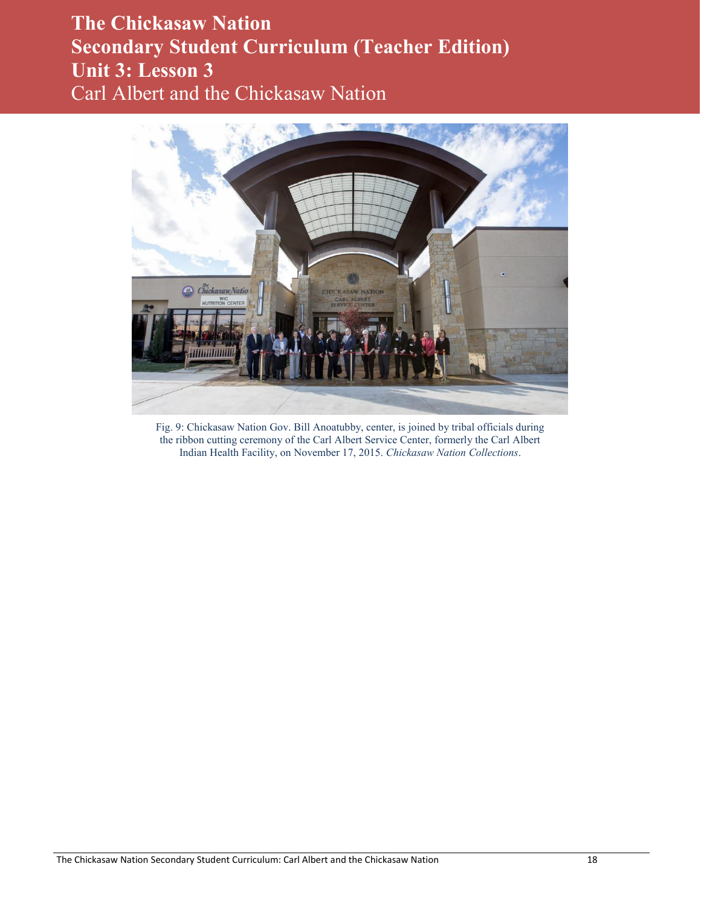# The Chickasaw Nation
# Secondary Student Curriculum (Teacher Edition)
# Unit 3: Lesson 3
## Carl Albert and the Chickasaw Nation

Fig. 9: Chickasaw Nation Gov. Bill Anoatubby, center, is joined by tribal officials during the ribbon cutting ceremony of the Carl Albert Service Center, formerly the Carl Albert Indian Health Facility, on November 17, 2015. *Chickasaw Nation Collections*.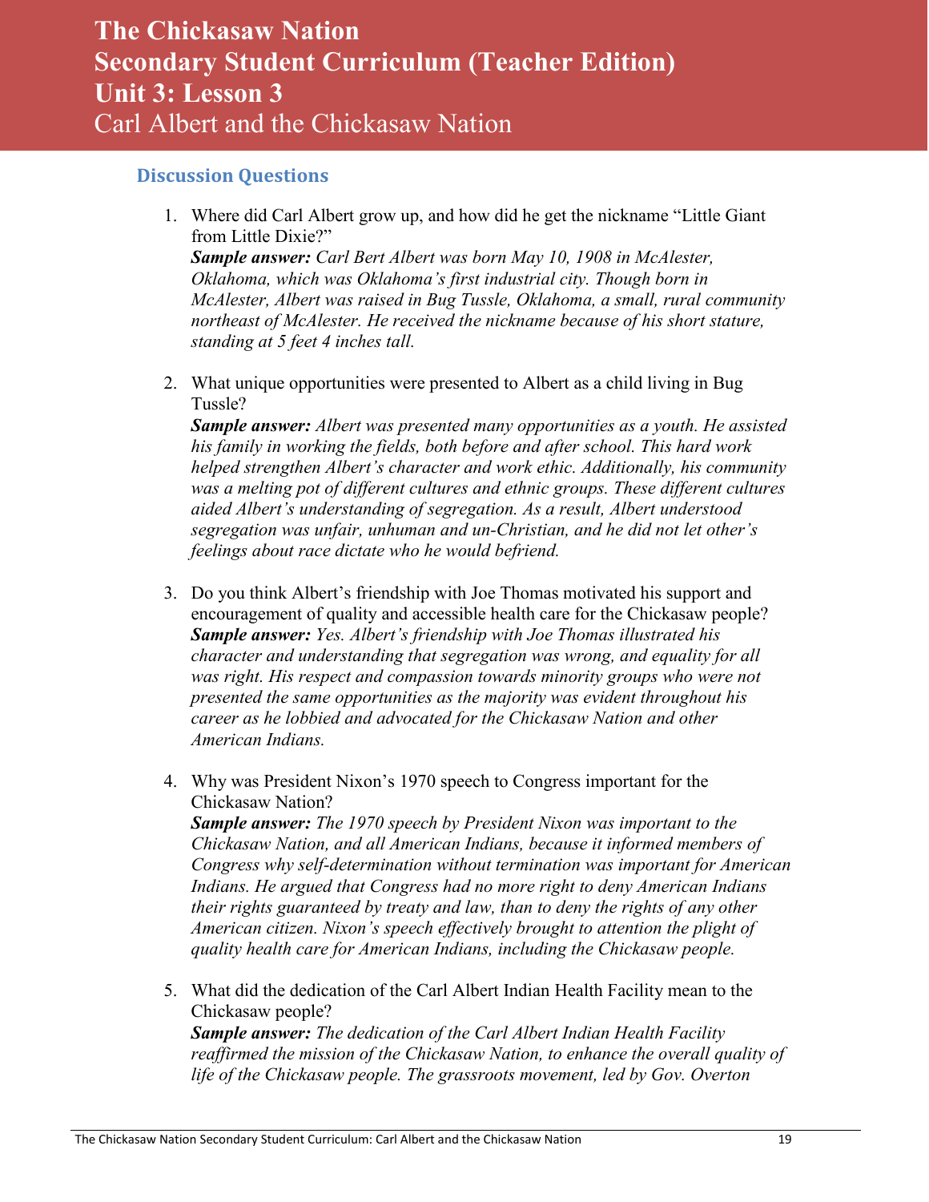# The Chickasaw Nation
# Secondary Student Curriculum (Teacher Edition)
# Unit 3: Lesson 3
## Carl Albert and the Chickasaw Nation

### Discussion Questions

1. Where did Carl Albert grow up, and how did he get the nickname "Little Giant from Little Dixie?"
   ***Sample answer:*** *Carl Bert Albert was born May 10, 1908 in McAlester, Oklahoma, which was Oklahoma's first industrial city. Though born in McAlester, Albert was raised in Bug Tussle, Oklahoma, a small, rural community northeast of McAlester. He received the nickname because of his short stature, standing at 5 feet 4 inches tall.*

2. What unique opportunities were presented to Albert as a child living in Bug Tussle?
   ***Sample answer:*** *Albert was presented many opportunities as a youth. He assisted his family in working the fields, both before and after school. This hard work helped strengthen Albert's character and work ethic. Additionally, his community was a melting pot of different cultures and ethnic groups. These different cultures aided Albert's understanding of segregation. As a result, Albert understood segregation was unfair, unhuman and un-Christian, and he did not let other's feelings about race dictate who he would befriend.*

3. Do you think Albert's friendship with Joe Thomas motivated his support and encouragement of quality and accessible health care for the Chickasaw people?
   ***Sample answer:*** *Yes. Albert's friendship with Joe Thomas illustrated his character and understanding that segregation was wrong, and equality for all was right. His respect and compassion towards minority groups who were not presented the same opportunities as the majority was evident throughout his career as he lobbied and advocated for the Chickasaw Nation and other American Indians.*

4. Why was President Nixon's 1970 speech to Congress important for the Chickasaw Nation?
   ***Sample answer:*** *The 1970 speech by President Nixon was important to the Chickasaw Nation, and all American Indians, because it informed members of Congress why self-determination without termination was important for American Indians. He argued that Congress had no more right to deny American Indians their rights guaranteed by treaty and law, than to deny the rights of any other American citizen. Nixon's speech effectively brought to attention the plight of quality health care for American Indians, including the Chickasaw people.*

5. What did the dedication of the Carl Albert Indian Health Facility mean to the Chickasaw people?
   ***Sample answer:*** *The dedication of the Carl Albert Indian Health Facility reaffirmed the mission of the Chickasaw Nation, to enhance the overall quality of life of the Chickasaw people. The grassroots movement, led by Gov. Overton*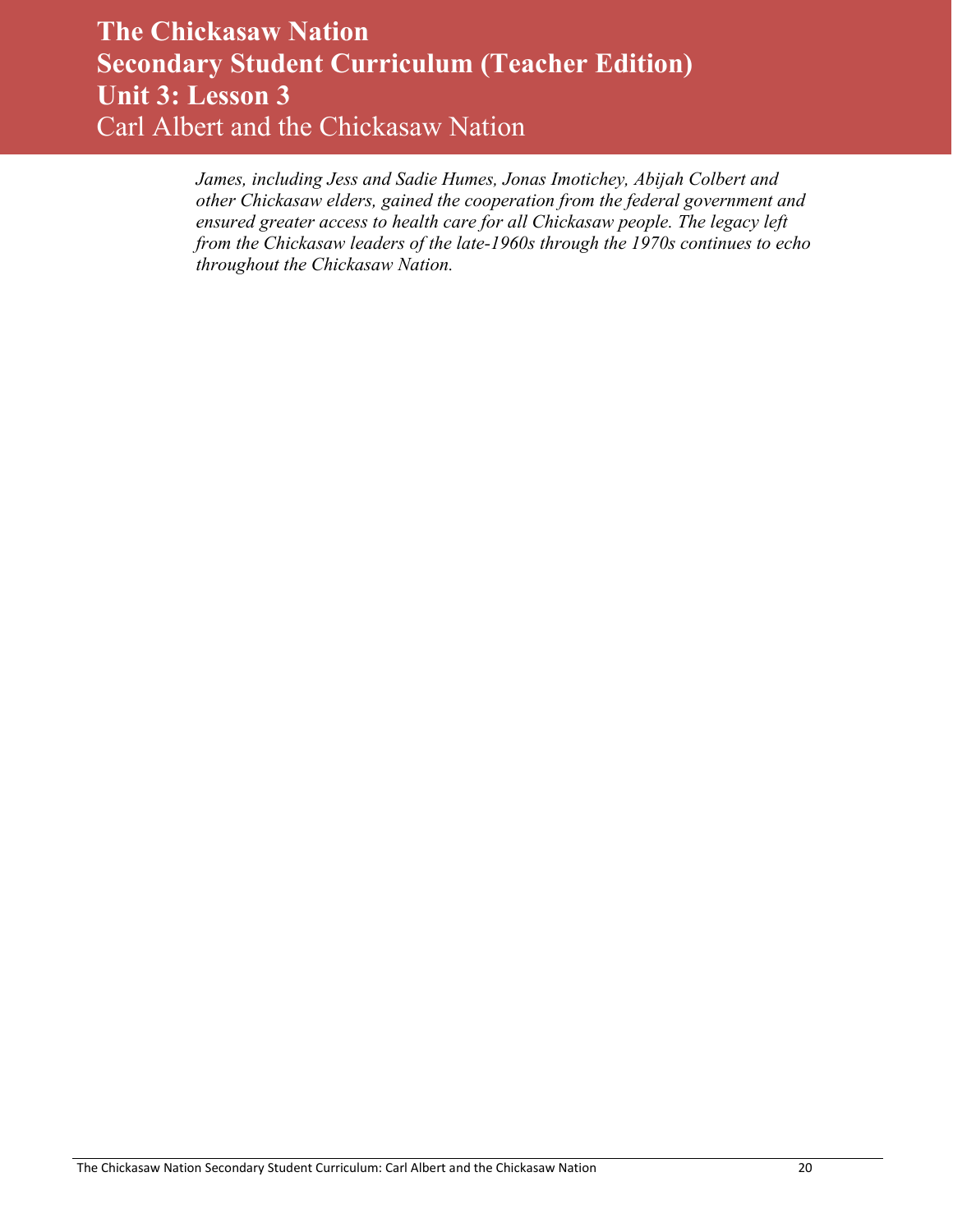*James, including Jess and Sadie Humes, Jonas Imotichey, Abijah Colbert and other Chickasaw elders, gained the cooperation from the federal government and ensured greater access to health care for all Chickasaw people. The legacy left from the Chickasaw leaders of the late-1960s through the 1970s continues to echo throughout the Chickasaw Nation.*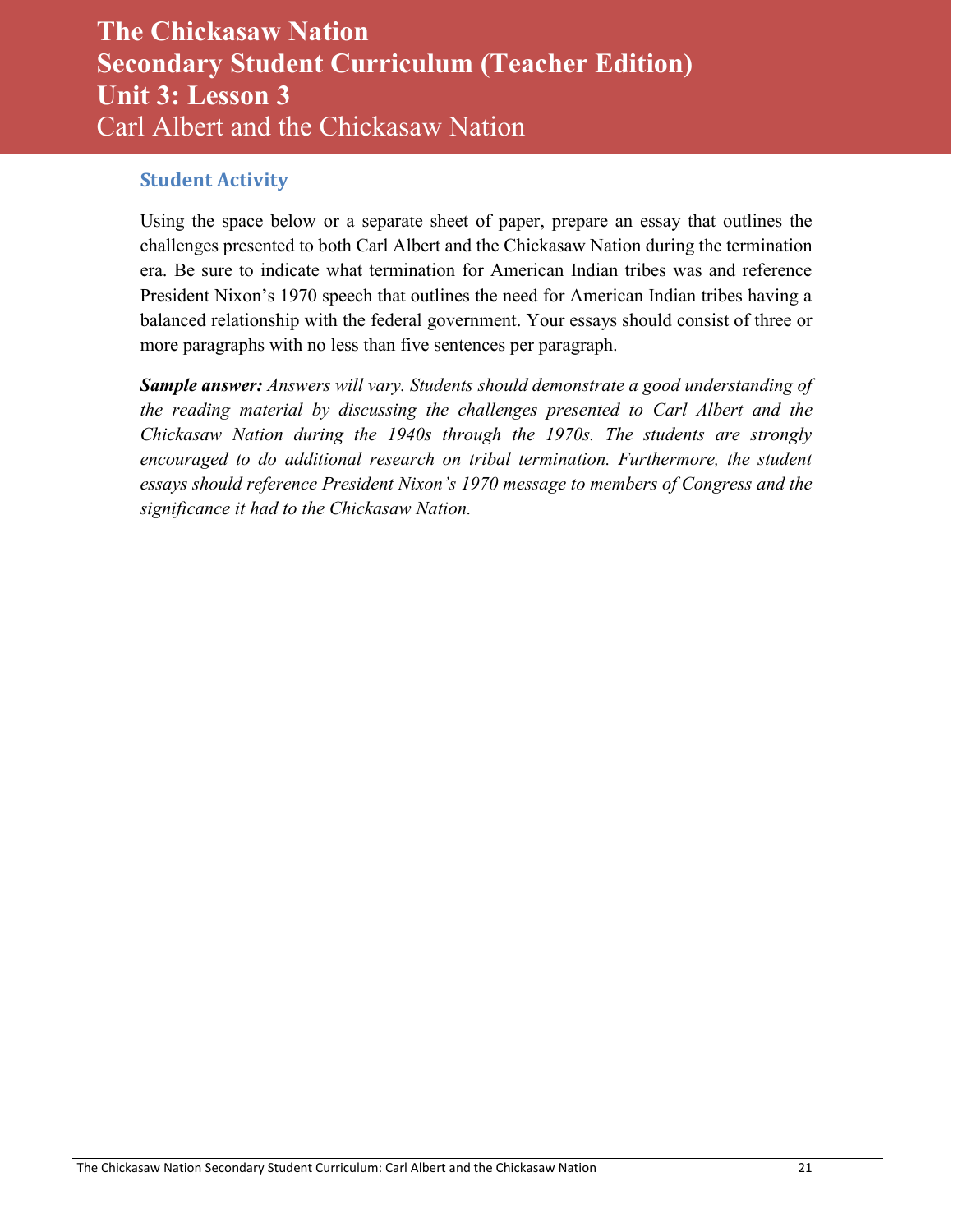# The Chickasaw Nation
# Secondary Student Curriculum (Teacher Edition)
# Unit 3: Lesson 3
## Carl Albert and the Chickasaw Nation

### Student Activity

Using the space below or a separate sheet of paper, prepare an essay that outlines the challenges presented to both Carl Albert and the Chickasaw Nation during the termination era. Be sure to indicate what termination for American Indian tribes was and reference President Nixon's 1970 speech that outlines the need for American Indian tribes having a balanced relationship with the federal government. Your essays should consist of three or more paragraphs with no less than five sentences per paragraph.

***Sample answer:*** *Answers will vary. Students should demonstrate a good understanding of the reading material by discussing the challenges presented to Carl Albert and the Chickasaw Nation during the 1940s through the 1970s. The students are strongly encouraged to do additional research on tribal termination. Furthermore, the student essays should reference President Nixon's 1970 message to members of Congress and the significance it had to the Chickasaw Nation.*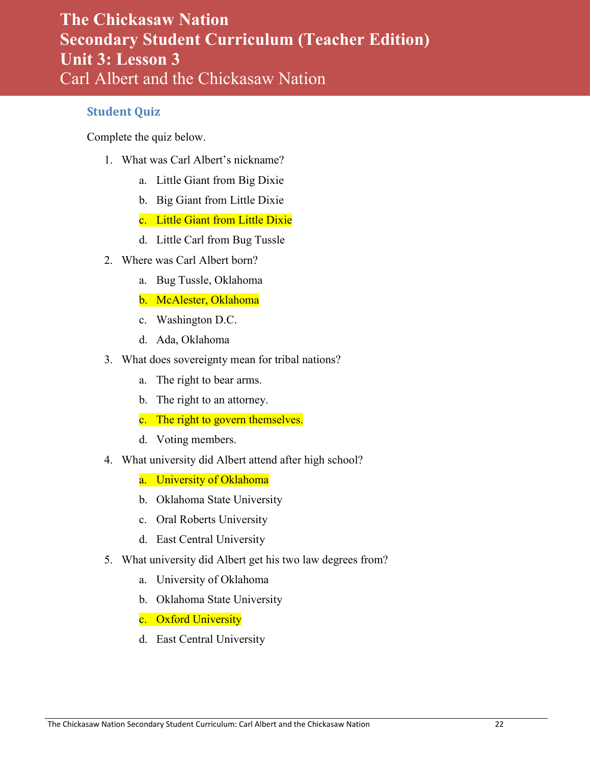# The Chickasaw Nation
# Secondary Student Curriculum (Teacher Edition)
# Unit 3: Lesson 3
## Carl Albert and the Chickasaw Nation

### Student Quiz

Complete the quiz below.

1. What was Carl Albert's nickname?
    a. Little Giant from Big Dixie
    b. Big Giant from Little Dixie
    c. Little Giant from Little Dixie
    d. Little Carl from Bug Tussle
2. Where was Carl Albert born?
    a. Bug Tussle, Oklahoma
    b. McAlester, Oklahoma
    c. Washington D.C.
    d. Ada, Oklahoma
3. What does sovereignty mean for tribal nations?
    a. The right to bear arms.
    b. The right to an attorney.
    c. The right to govern themselves.
    d. Voting members.
4. What university did Albert attend after high school?
    a. University of Oklahoma
    b. Oklahoma State University
    c. Oral Roberts University
    d. East Central University
5. What university did Albert get his two law degrees from?
    a. University of Oklahoma
    b. Oklahoma State University
    c. Oxford University
    d. East Central University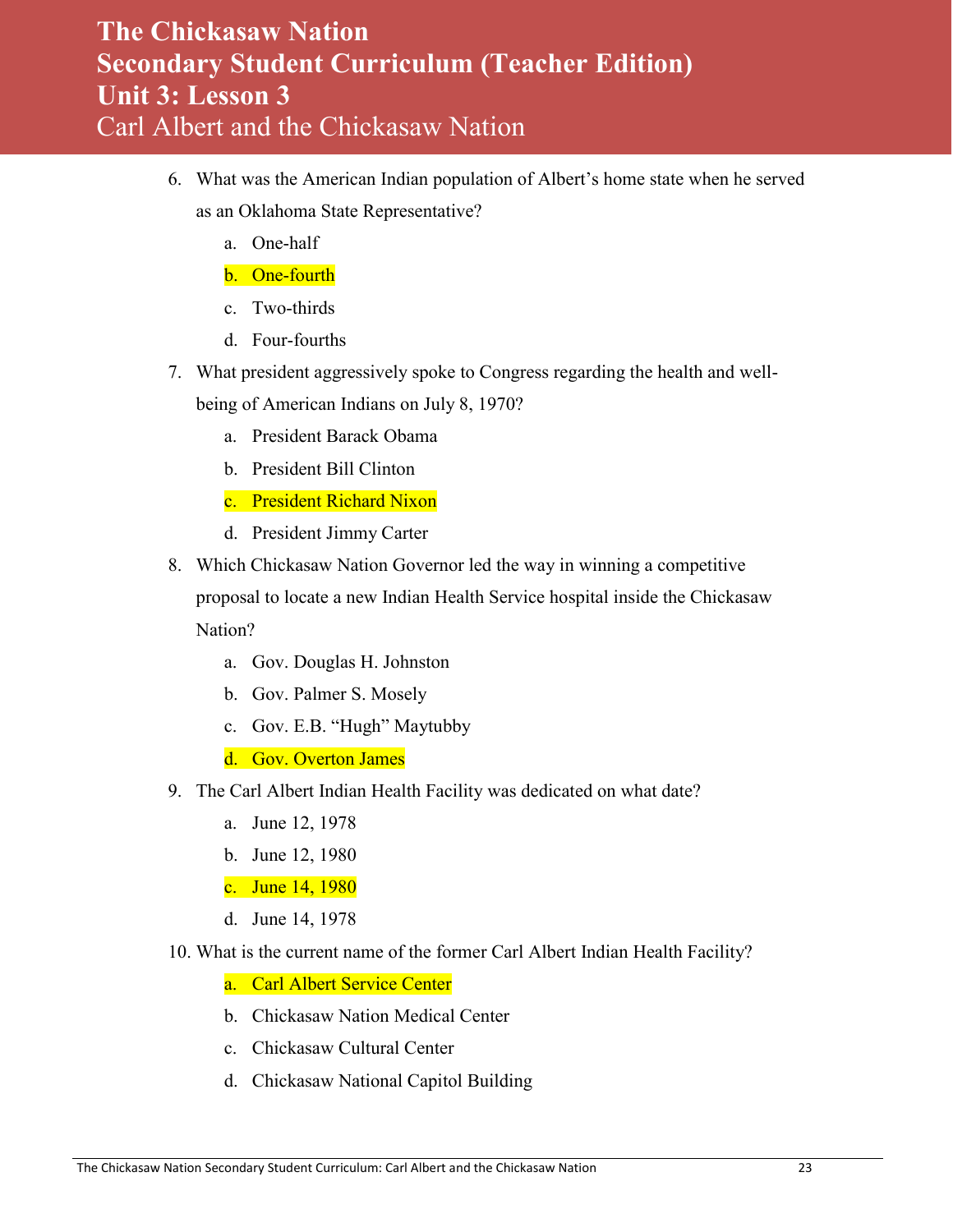6. What was the American Indian population of Albert's home state when he served as an Oklahoma State Representative?
   a. One-half
   b. One-fourth
   c. Two-thirds
   d. Four-fourths
7. What president aggressively spoke to Congress regarding the health and well-being of American Indians on July 8, 1970?
   a. President Barack Obama
   b. President Bill Clinton
   c. President Richard Nixon
   d. President Jimmy Carter
8. Which Chickasaw Nation Governor led the way in winning a competitive proposal to locate a new Indian Health Service hospital inside the Chickasaw Nation?
   a. Gov. Douglas H. Johnston
   b. Gov. Palmer S. Mosely
   c. Gov. E.B. "Hugh" Maytubby
   d. Gov. Overton James
9. The Carl Albert Indian Health Facility was dedicated on what date?
   a. June 12, 1978
   b. June 12, 1980
   c. June 14, 1980
   d. June 14, 1978
10. What is the current name of the former Carl Albert Indian Health Facility?
    a. Carl Albert Service Center
    b. Chickasaw Nation Medical Center
    c. Chickasaw Cultural Center
    d. Chickasaw National Capitol Building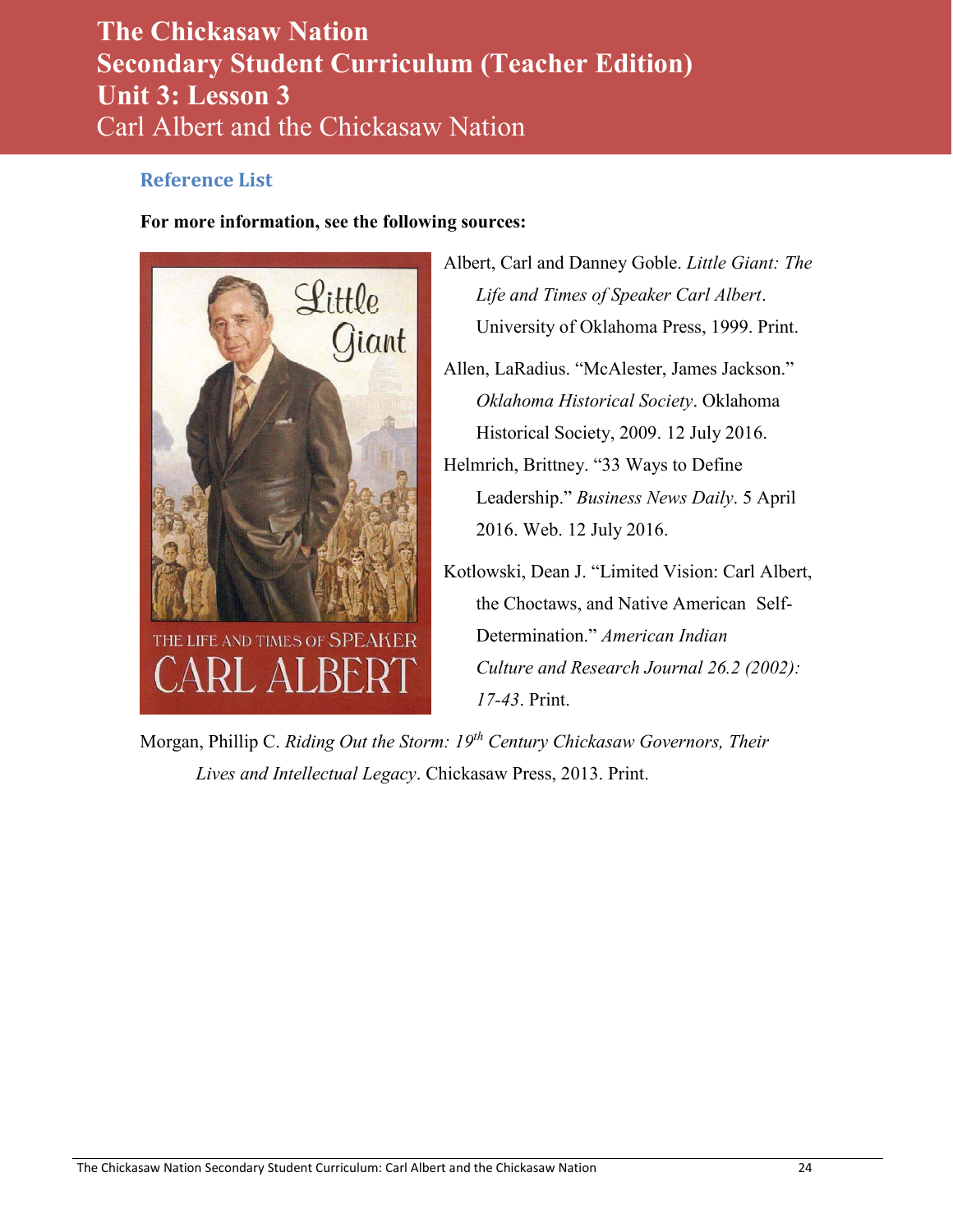# The Chickasaw Nation
# Secondary Student Curriculum (Teacher Edition)
# Unit 3: Lesson 3
## Carl Albert and the Chickasaw Nation

### Reference List

**For more information, see the following sources:**

Albert, Carl and Danney Goble. *Little Giant: The Life and Times of Speaker Carl Albert*. University of Oklahoma Press, 1999. Print.

Allen, LaRadius. “McAlester, James Jackson.” *Oklahoma Historical Society*. Oklahoma Historical Society, 2009. 12 July 2016.

Helmrich, Brittney. “33 Ways to Define Leadership.” *Business News Daily*. 5 April 2016. Web. 12 July 2016.

Kotlowski, Dean J. “Limited Vision: Carl Albert, the Choctaws, and Native American Self-Determination.” *American Indian Culture and Research Journal 26.2 (2002): 17-43*. Print.

Morgan, Phillip C. *Riding Out the Storm: 19th Century Chickasaw Governors, Their Lives and Intellectual Legacy*. Chickasaw Press, 2013. Print.